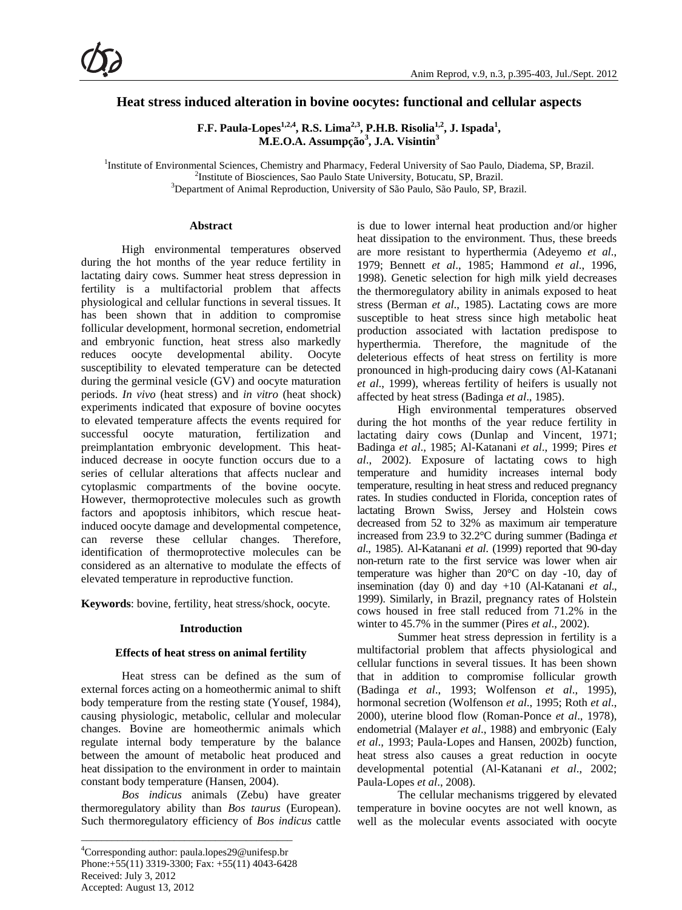# Heat stress induced alteration in bovine oocytes: functional and cellular aspects

**F.F. Paula-Lopes[1,2,4], R.S. Lima[2,3], P.H.B. Risolia[1,2], J. Ispada[1], M.E.O.A. Assumpção[3], J.A. Visintin[3]**

[1]Institute of Environmental Sciences, Chemistry and Pharmacy, Federal University of Sao Paulo, Diadema, SP, Brazil.
[2]Institute of Biosciences, Sao Paulo State University, Botucatu, SP, Brazil.
[3]Department of Animal Reproduction, University of São Paulo, São Paulo, SP, Brazil.

## Abstract

High environmental temperatures observed during the hot months of the year reduce fertility in lactating dairy cows. Summer heat stress depression in fertility is a multifactorial problem that affects physiological and cellular functions in several tissues. It has been shown that in addition to compromise follicular development, hormonal secretion, endometrial and embryonic function, heat stress also markedly reduces oocyte developmental ability. Oocyte susceptibility to elevated temperature can be detected during the germinal vesicle (GV) and oocyte maturation periods. *In vivo* (heat stress) and *in vitro* (heat shock) experiments indicated that exposure of bovine oocytes to elevated temperature affects the events required for successful oocyte maturation, fertilization and preimplantation embryonic development. This heat-induced decrease in oocyte function occurs due to a series of cellular alterations that affects nuclear and cytoplasmic compartments of the bovine oocyte. However, thermoprotective molecules such as growth factors and apoptosis inhibitors, which rescue heat-induced oocyte damage and developmental competence, can reverse these cellular changes. Therefore, identification of thermoprotective molecules can be considered as an alternative to modulate the effects of elevated temperature in reproductive function.

**Keywords**: bovine, fertility, heat stress/shock, oocyte.

## Introduction

### Effects of heat stress on animal fertility

Heat stress can be defined as the sum of external forces acting on a homeothermic animal to shift body temperature from the resting state (Yousef, 1984), causing physiologic, metabolic, cellular and molecular changes. Bovine are homeothermic animals which regulate internal body temperature by the balance between the amount of metabolic heat produced and heat dissipation to the environment in order to maintain constant body temperature (Hansen, 2004).

*Bos indicus* animals (Zebu) have greater thermoregulatory ability than *Bos taurus* (European). Such thermoregulatory efficiency of *Bos indicus* cattle is due to lower internal heat production and/or higher heat dissipation to the environment. Thus, these breeds are more resistant to hyperthermia (Adeyemo *et al*., 1979; Bennett *et al*., 1985; Hammond *et al*., 1996, 1998). Genetic selection for high milk yield decreases the thermoregulatory ability in animals exposed to heat stress (Berman *et al*., 1985). Lactating cows are more susceptible to heat stress since high metabolic heat production associated with lactation predispose to hyperthermia. Therefore, the magnitude of the deleterious effects of heat stress on fertility is more pronounced in high-producing dairy cows (Al-Katanani *et al*., 1999), whereas fertility of heifers is usually not affected by heat stress (Badinga *et al*., 1985).

High environmental temperatures observed during the hot months of the year reduce fertility in lactating dairy cows (Dunlap and Vincent, 1971; Badinga *et al*., 1985; Al-Katanani *et al*., 1999; Pires *et al*., 2002). Exposure of lactating cows to high temperature and humidity increases internal body temperature, resulting in heat stress and reduced pregnancy rates. In studies conducted in Florida, conception rates of lactating Brown Swiss, Jersey and Holstein cows decreased from 52 to 32% as maximum air temperature increased from 23.9 to 32.2°C during summer (Badinga *et al*., 1985). Al-Katanani *et al*. (1999) reported that 90-day non-return rate to the first service was lower when air temperature was higher than 20°C on day -10, day of insemination (day 0) and day +10 (Al-Katanani *et al*., 1999). Similarly, in Brazil, pregnancy rates of Holstein cows housed in free stall reduced from 71.2% in the winter to 45.7% in the summer (Pires *et al*., 2002).

Summer heat stress depression in fertility is a multifactorial problem that affects physiological and cellular functions in several tissues. It has been shown that in addition to compromise follicular growth (Badinga *et al*., 1993; Wolfenson *et al*., 1995), hormonal secretion (Wolfenson *et al*., 1995; Roth *et al*., 2000), uterine blood flow (Roman-Ponce *et al*., 1978), endometrial (Malayer *et al*., 1988) and embryonic (Ealy *et al*., 1993; Paula-Lopes and Hansen, 2002b) function, heat stress also causes a great reduction in oocyte developmental potential (Al-Katanani *et al*., 2002; Paula-Lopes *et al*., 2008).

The cellular mechanisms triggered by elevated temperature in bovine oocytes are not well known, as well as the molecular events associated with oocyte

---

[4]Corresponding author: paula.lopes29@unifesp.br
Phone:+55(11) 3319-3300; Fax: +55(11) 4043-6428
Received: July 3, 2012
Accepted: August 13, 2012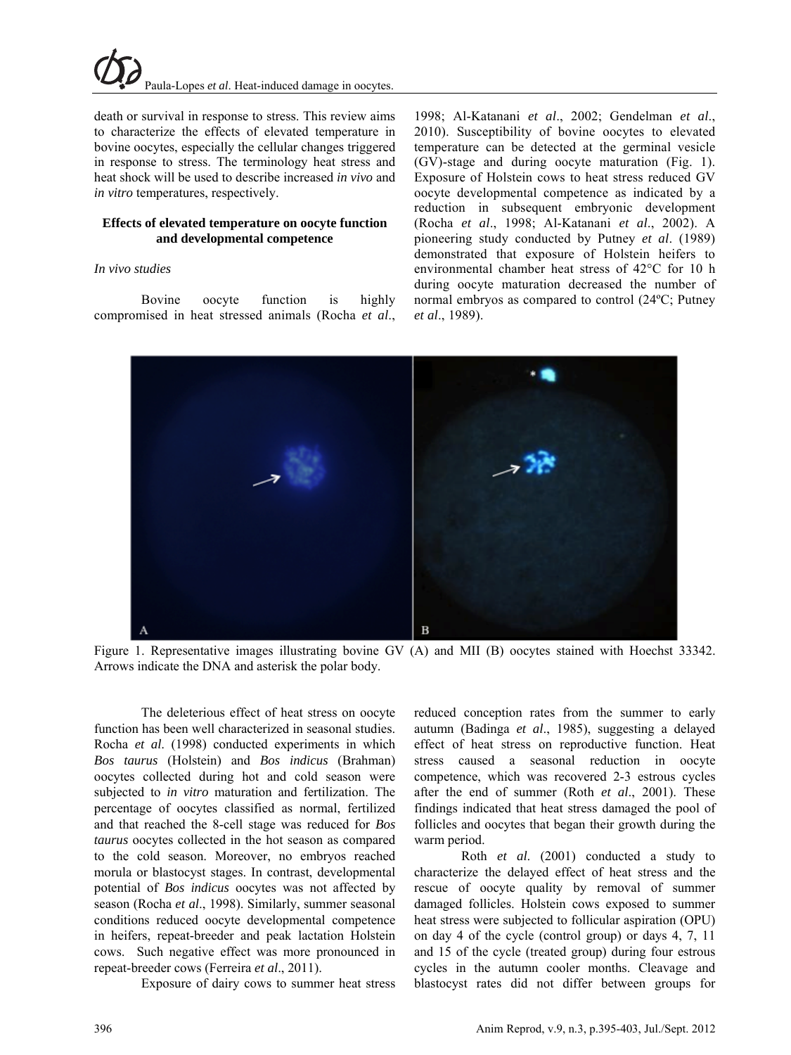death or survival in response to stress. This review aims to characterize the effects of elevated temperature in bovine oocytes, especially the cellular changes triggered in response to stress. The terminology heat stress and heat shock will be used to describe increased *in vivo* and *in vitro* temperatures, respectively.

### Effects of elevated temperature on oocyte function and developmental competence

#### *In vivo studies*

Bovine oocyte function is highly compromised in heat stressed animals (Rocha *et al*., 1998; Al-Katanani *et al*., 2002; Gendelman *et al*., 2010). Susceptibility of bovine oocytes to elevated temperature can be detected at the germinal vesicle (GV)-stage and during oocyte maturation (Fig. 1). Exposure of Holstein cows to heat stress reduced GV oocyte developmental competence as indicated by a reduction in subsequent embryonic development (Rocha *et al*., 1998; Al-Katanani *et al*., 2002). A pioneering study conducted by Putney *et al*. (1989) demonstrated that exposure of Holstein heifers to environmental chamber heat stress of 42°C for 10 h during oocyte maturation decreased the number of normal embryos as compared to control (24ºC; Putney *et al*., 1989).

Figure 1. Representative images illustrating bovine GV (A) and MII (B) oocytes stained with Hoechst 33342. Arrows indicate the DNA and asterisk the polar body.

The deleterious effect of heat stress on oocyte function has been well characterized in seasonal studies. Rocha *et al*. (1998) conducted experiments in which *Bos taurus* (Holstein) and *Bos indicus* (Brahman) oocytes collected during hot and cold season were subjected to *in vitro* maturation and fertilization. The percentage of oocytes classified as normal, fertilized and that reached the 8-cell stage was reduced for *Bos taurus* oocytes collected in the hot season as compared to the cold season. Moreover, no embryos reached morula or blastocyst stages. In contrast, developmental potential of *Bos indicus* oocytes was not affected by season (Rocha *et al*., 1998). Similarly, summer seasonal conditions reduced oocyte developmental competence in heifers, repeat-breeder and peak lactation Holstein cows. Such negative effect was more pronounced in repeat-breeder cows (Ferreira *et al*., 2011).

Exposure of dairy cows to summer heat stress reduced conception rates from the summer to early autumn (Badinga *et al*., 1985), suggesting a delayed effect of heat stress on reproductive function. Heat stress caused a seasonal reduction in oocyte competence, which was recovered 2-3 estrous cycles after the end of summer (Roth *et al*., 2001). These findings indicated that heat stress damaged the pool of follicles and oocytes that began their growth during the warm period.

Roth *et al*. (2001) conducted a study to characterize the delayed effect of heat stress and the rescue of oocyte quality by removal of summer damaged follicles. Holstein cows exposed to summer heat stress were subjected to follicular aspiration (OPU) on day 4 of the cycle (control group) or days 4, 7, 11 and 15 of the cycle (treated group) during four estrous cycles in the autumn cooler months. Cleavage and blastocyst rates did not differ between groups for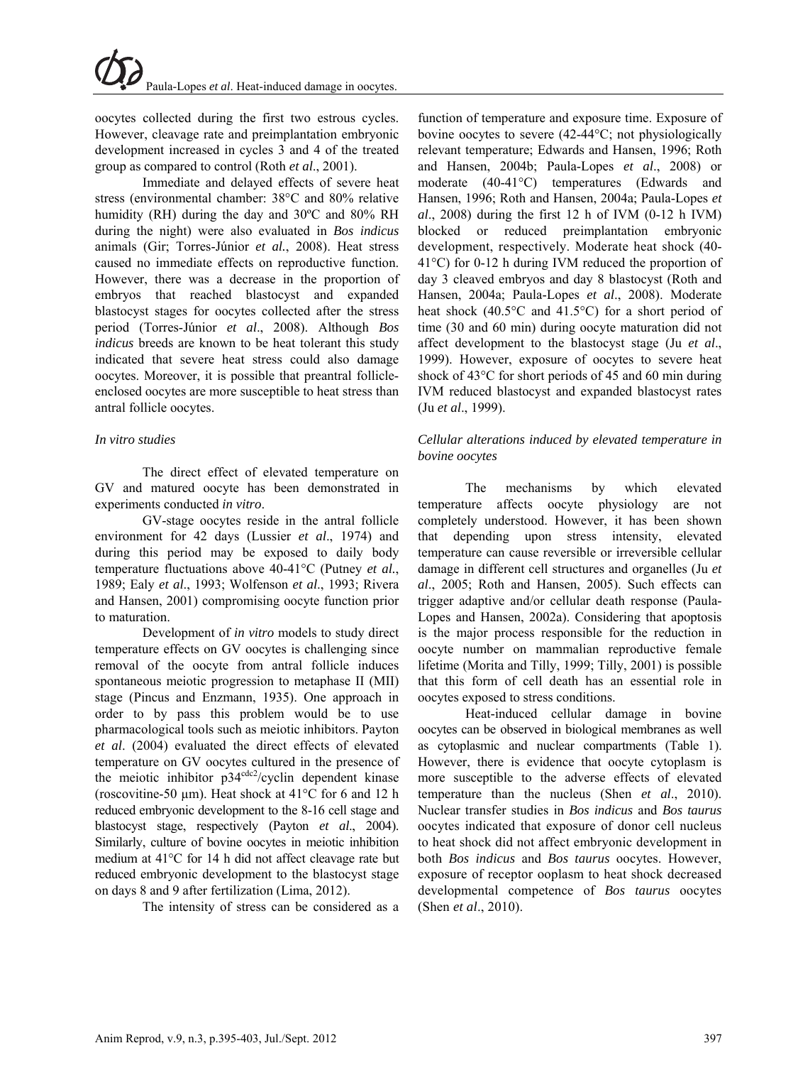oocytes collected during the first two estrous cycles. However, cleavage rate and preimplantation embryonic development increased in cycles 3 and 4 of the treated group as compared to control (Roth *et al*., 2001).

Immediate and delayed effects of severe heat stress (environmental chamber: 38°C and 80% relative humidity (RH) during the day and 30ºC and 80% RH during the night) were also evaluated in *Bos indicus* animals (Gir; Torres-Júnior *et al.*, 2008). Heat stress caused no immediate effects on reproductive function. However, there was a decrease in the proportion of embryos that reached blastocyst and expanded blastocyst stages for oocytes collected after the stress period (Torres-Júnior *et al*., 2008). Although *Bos indicus* breeds are known to be heat tolerant this study indicated that severe heat stress could also damage oocytes. Moreover, it is possible that preantral follicle-enclosed oocytes are more susceptible to heat stress than antral follicle oocytes.

### *In vitro studies*

The direct effect of elevated temperature on GV and matured oocyte has been demonstrated in experiments conducted *in vitro*.

GV-stage oocytes reside in the antral follicle environment for 42 days (Lussier *et al*., 1974) and during this period may be exposed to daily body temperature fluctuations above 40-41°C (Putney *et al.*, 1989; Ealy *et al*., 1993; Wolfenson *et al*., 1993; Rivera and Hansen, 2001) compromising oocyte function prior to maturation.

Development of *in vitro* models to study direct temperature effects on GV oocytes is challenging since removal of the oocyte from antral follicle induces spontaneous meiotic progression to metaphase II (MII) stage (Pincus and Enzmann, 1935). One approach in order to by pass this problem would be to use pharmacological tools such as meiotic inhibitors. Payton *et al*. (2004) evaluated the direct effects of elevated temperature on GV oocytes cultured in the presence of the meiotic inhibitor $p34^{cdc2}$/cyclin dependent kinase (roscovitine-50 µm). Heat shock at 41°C for 6 and 12 h reduced embryonic development to the 8-16 cell stage and blastocyst stage, respectively (Payton *et al*., 2004). Similarly, culture of bovine oocytes in meiotic inhibition medium at 41°C for 14 h did not affect cleavage rate but reduced embryonic development to the blastocyst stage on days 8 and 9 after fertilization (Lima, 2012).

The intensity of stress can be considered as a function of temperature and exposure time. Exposure of bovine oocytes to severe (42-44°C; not physiologically relevant temperature; Edwards and Hansen, 1996; Roth and Hansen, 2004b; Paula-Lopes *et al*., 2008) or moderate (40-41°C) temperatures (Edwards and Hansen, 1996; Roth and Hansen, 2004a; Paula-Lopes *et al*., 2008) during the first 12 h of IVM (0-12 h IVM) blocked or reduced preimplantation embryonic development, respectively. Moderate heat shock (40-41°C) for 0-12 h during IVM reduced the proportion of day 3 cleaved embryos and day 8 blastocyst (Roth and Hansen, 2004a; Paula-Lopes *et al*., 2008). Moderate heat shock (40.5°C and 41.5°C) for a short period of time (30 and 60 min) during oocyte maturation did not affect development to the blastocyst stage (Ju *et al*., 1999). However, exposure of oocytes to severe heat shock of 43°C for short periods of 45 and 60 min during IVM reduced blastocyst and expanded blastocyst rates (Ju *et al*., 1999).

### *Cellular alterations induced by elevated temperature in bovine oocytes*

The mechanisms by which elevated temperature affects oocyte physiology are not completely understood. However, it has been shown that depending upon stress intensity, elevated temperature can cause reversible or irreversible cellular damage in different cell structures and organelles (Ju *et al*., 2005; Roth and Hansen, 2005). Such effects can trigger adaptive and/or cellular death response (Paula-Lopes and Hansen, 2002a). Considering that apoptosis is the major process responsible for the reduction in oocyte number on mammalian reproductive female lifetime (Morita and Tilly, 1999; Tilly, 2001) is possible that this form of cell death has an essential role in oocytes exposed to stress conditions.

Heat-induced cellular damage in bovine oocytes can be observed in biological membranes as well as cytoplasmic and nuclear compartments (Table 1). However, there is evidence that oocyte cytoplasm is more susceptible to the adverse effects of elevated temperature than the nucleus (Shen *et al*., 2010). Nuclear transfer studies in *Bos indicus* and *Bos taurus* oocytes indicated that exposure of donor cell nucleus to heat shock did not affect embryonic development in both *Bos indicus* and *Bos taurus* oocytes. However, exposure of receptor ooplasm to heat shock decreased developmental competence of *Bos taurus* oocytes (Shen *et al*., 2010).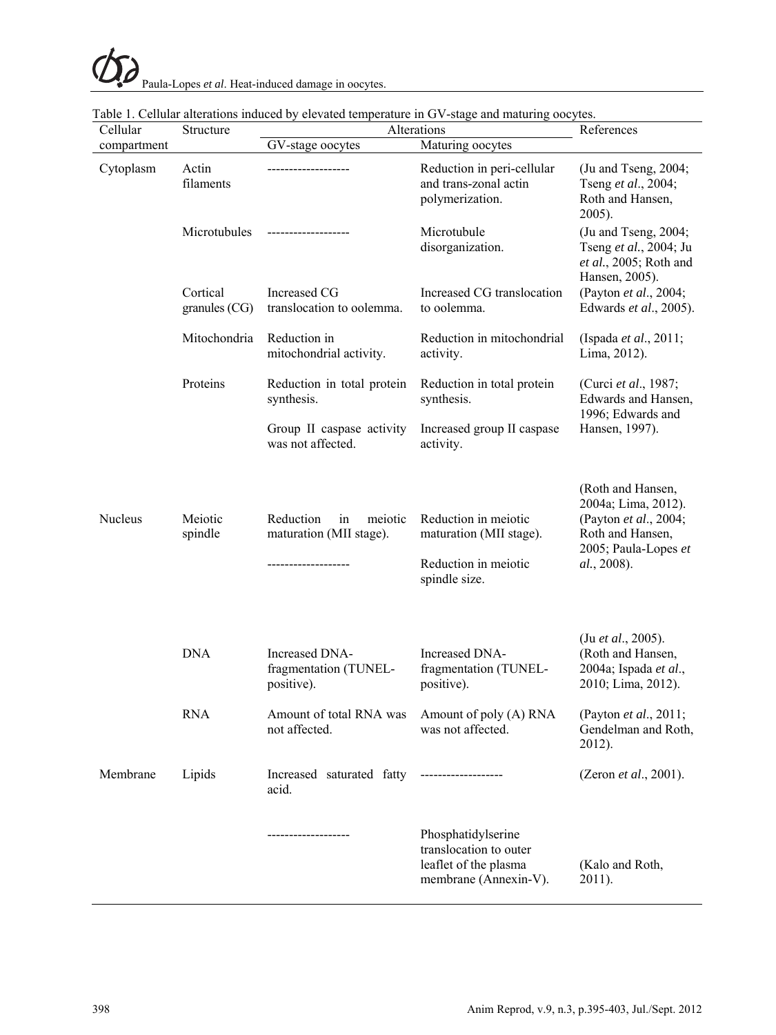Table 1. Cellular alterations induced by elevated temperature in GV-stage and maturing oocytes.

| Cellular compartment | Structure | Alterations | | References |
|---|---|---|---|---|
| | | GV-stage oocytes | Maturing oocytes | |
| Cytoplasm | Actin filaments | ------------------- | Reduction in peri-cellular and trans-zonal actin polymerization. | (Ju and Tseng, 2004; Tseng *et al*., 2004; Roth and Hansen, 2005). |
| | Microtubules | ------------------- | Microtubule disorganization. | (Ju and Tseng, 2004; Tseng *et al*., 2004; Ju *et al*., 2005; Roth and Hansen, 2005). |
| | Cortical granules (CG) | Increased CG translocation to oolemma. | Increased CG translocation to oolemma. | (Payton *et al*., 2004; Edwards *et al*., 2005). |
| | Mitochondria | Reduction in mitochondrial activity. | Reduction in mitochondrial activity. | (Ispada *et al*., 2011; Lima, 2012). |
| | Proteins | Reduction in total protein synthesis. | Reduction in total protein synthesis. | (Curci *et al*., 1987; Edwards and Hansen, 1996; Edwards and Hansen, 1997). |
| | | Group II caspase activity was not affected. | Increased group II caspase activity. | (Roth and Hansen, 2004a; Lima, 2012). |
| Nucleus | Meiotic spindle | Reduction in meiotic maturation (MII stage). | Reduction in meiotic maturation (MII stage). | (Payton *et al*., 2004; Roth and Hansen, 2005; Paula-Lopes *et al*., 2008). |
| | | ------------------- | Reduction in meiotic spindle size. | (Ju *et al*., 2005). |
| | DNA | Increased DNA-fragmentation (TUNEL-positive). | Increased DNA-fragmentation (TUNEL-positive). | (Roth and Hansen, 2004a; Ispada *et al*., 2010; Lima, 2012). |
| | RNA | Amount of total RNA was not affected. | Amount of poly (A) RNA was not affected. | (Payton *et al*., 2011; Gendelman and Roth, 2012). |
| Membrane | Lipids | Increased saturated fatty acid. | ------------------- | (Zeron *et al*., 2001). |
| | | ------------------- | Phosphatidylserine translocation to outer leaflet of the plasma membrane (Annexin-V). | (Kalo and Roth, 2011). |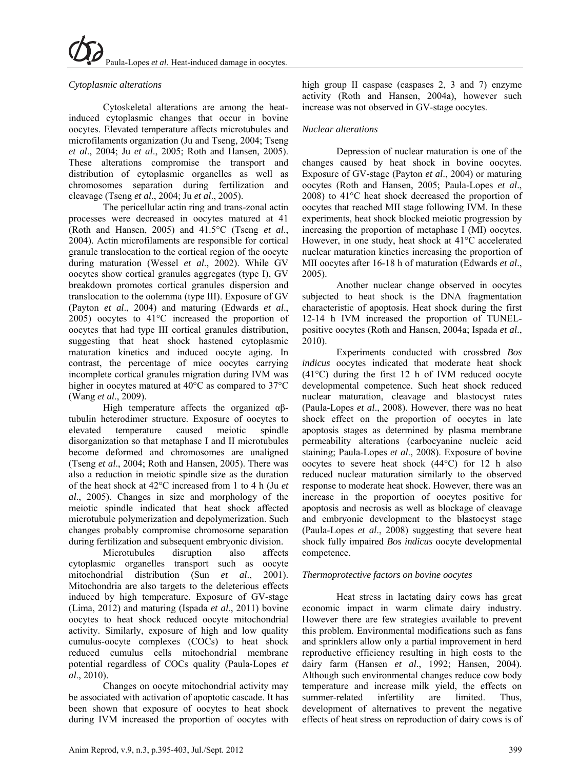*Cytoplasmic alterations*

Cytoskeletal alterations are among the heat-induced cytoplasmic changes that occur in bovine oocytes. Elevated temperature affects microtubules and microfilaments organization (Ju and Tseng, 2004; Tseng *et al*., 2004; Ju *et al*., 2005; Roth and Hansen, 2005). These alterations compromise the transport and distribution of cytoplasmic organelles as well as chromosomes separation during fertilization and cleavage (Tseng *et al*., 2004; Ju *et al*., 2005).

The pericellular actin ring and trans-zonal actin processes were decreased in oocytes matured at 41 (Roth and Hansen, 2005) and 41.5°C (Tseng *et al*., 2004). Actin microfilaments are responsible for cortical granule translocation to the cortical region of the oocyte during maturation (Wessel *et al*., 2002). While GV oocytes show cortical granules aggregates (type I), GV breakdown promotes cortical granules dispersion and translocation to the oolemma (type III). Exposure of GV (Payton *et al*., 2004) and maturing (Edwards *et al*., 2005) oocytes to 41°C increased the proportion of oocytes that had type III cortical granules distribution, suggesting that heat shock hastened cytoplasmic maturation kinetics and induced oocyte aging. In contrast, the percentage of mice oocytes carrying incomplete cortical granules migration during IVM was higher in oocytes matured at 40°C as compared to 37°C (Wang *et al*., 2009).

High temperature affects the organized αβ-tubulin heterodimer structure. Exposure of oocytes to elevated temperature caused meiotic spindle disorganization so that metaphase I and II microtubules become deformed and chromosomes are unaligned (Tseng *et al*., 2004; Roth and Hansen, 2005). There was also a reduction in meiotic spindle size as the duration of the heat shock at 42°C increased from 1 to 4 h (Ju *et al*., 2005). Changes in size and morphology of the meiotic spindle indicated that heat shock affected microtubule polymerization and depolymerization. Such changes probably compromise chromosome separation during fertilization and subsequent embryonic division.

Microtubules disruption also affects cytoplasmic organelles transport such as oocyte mitochondrial distribution (Sun *et al*., 2001). Mitochondria are also targets to the deleterious effects induced by high temperature. Exposure of GV-stage (Lima, 2012) and maturing (Ispada *et al*., 2011) bovine oocytes to heat shock reduced oocyte mitochondrial activity. Similarly, exposure of high and low quality cumulus-oocyte complexes (COCs) to heat shock reduced cumulus cells mitochondrial membrane potential regardless of COCs quality (Paula-Lopes *et al*., 2010).

Changes on oocyte mitochondrial activity may be associated with activation of apoptotic cascade. It has been shown that exposure of oocytes to heat shock during IVM increased the proportion of oocytes with high group II caspase (caspases 2, 3 and 7) enzyme activity (Roth and Hansen, 2004a), however such increase was not observed in GV-stage oocytes.

*Nuclear alterations*

Depression of nuclear maturation is one of the changes caused by heat shock in bovine oocytes. Exposure of GV-stage (Payton *et al*., 2004) or maturing oocytes (Roth and Hansen, 2005; Paula-Lopes *et al*., 2008) to 41°C heat shock decreased the proportion of oocytes that reached MII stage following IVM. In these experiments, heat shock blocked meiotic progression by increasing the proportion of metaphase I (MI) oocytes. However, in one study, heat shock at 41°C accelerated nuclear maturation kinetics increasing the proportion of MII oocytes after 16-18 h of maturation (Edwards *et al*., 2005).

Another nuclear change observed in oocytes subjected to heat shock is the DNA fragmentation characteristic of apoptosis. Heat shock during the first 12-14 h IVM increased the proportion of TUNEL-positive oocytes (Roth and Hansen, 2004a; Ispada *et al*., 2010).

Experiments conducted with crossbred *Bos indicus* oocytes indicated that moderate heat shock (41°C) during the first 12 h of IVM reduced oocyte developmental competence. Such heat shock reduced nuclear maturation, cleavage and blastocyst rates (Paula-Lopes *et al*., 2008). However, there was no heat shock effect on the proportion of oocytes in late apoptosis stages as determined by plasma membrane permeability alterations (carbocyanine nucleic acid staining; Paula-Lopes *et al*., 2008). Exposure of bovine oocytes to severe heat shock (44°C) for 12 h also reduced nuclear maturation similarly to the observed response to moderate heat shock. However, there was an increase in the proportion of oocytes positive for apoptosis and necrosis as well as blockage of cleavage and embryonic development to the blastocyst stage (Paula-Lopes *et al*., 2008) suggesting that severe heat shock fully impaired *Bos indicus* oocyte developmental competence.

*Thermoprotective factors on bovine oocytes*

Heat stress in lactating dairy cows has great economic impact in warm climate dairy industry. However there are few strategies available to prevent this problem. Environmental modifications such as fans and sprinklers allow only a partial improvement in herd reproductive efficiency resulting in high costs to the dairy farm (Hansen *et al*., 1992; Hansen, 2004). Although such environmental changes reduce cow body temperature and increase milk yield, the effects on summer-related infertility are limited. Thus, development of alternatives to prevent the negative effects of heat stress on reproduction of dairy cows is of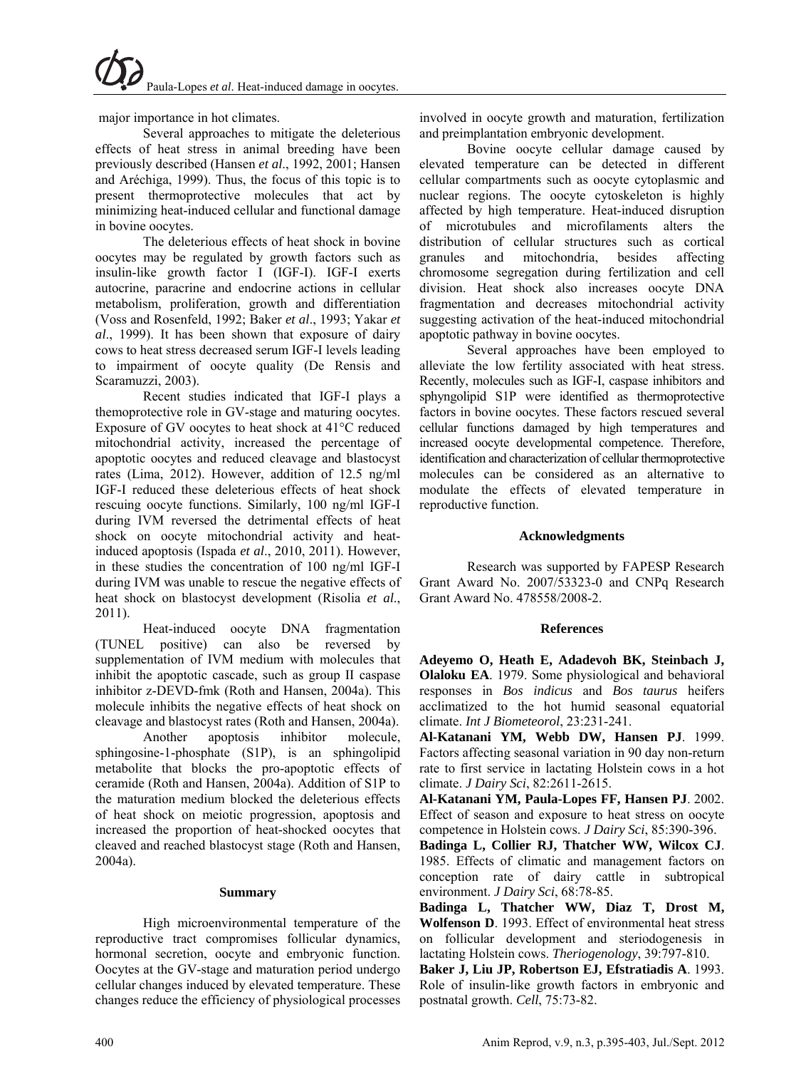major importance in hot climates.

Several approaches to mitigate the deleterious effects of heat stress in animal breeding have been previously described (Hansen *et al*., 1992, 2001; Hansen and Aréchiga, 1999). Thus, the focus of this topic is to present thermoprotective molecules that act by minimizing heat-induced cellular and functional damage in bovine oocytes.

The deleterious effects of heat shock in bovine oocytes may be regulated by growth factors such as insulin-like growth factor I (IGF-I). IGF-I exerts autocrine, paracrine and endocrine actions in cellular metabolism, proliferation, growth and differentiation (Voss and Rosenfeld, 1992; Baker *et al*., 1993; Yakar *et al*., 1999). It has been shown that exposure of dairy cows to heat stress decreased serum IGF-I levels leading to impairment of oocyte quality (De Rensis and Scaramuzzi, 2003).

Recent studies indicated that IGF-I plays a themoprotective role in GV-stage and maturing oocytes. Exposure of GV oocytes to heat shock at 41°C reduced mitochondrial activity, increased the percentage of apoptotic oocytes and reduced cleavage and blastocyst rates (Lima, 2012). However, addition of 12.5 ng/ml IGF-I reduced these deleterious effects of heat shock rescuing oocyte functions. Similarly, 100 ng/ml IGF-I during IVM reversed the detrimental effects of heat shock on oocyte mitochondrial activity and heat-induced apoptosis (Ispada *et al*., 2010, 2011). However, in these studies the concentration of 100 ng/ml IGF-I during IVM was unable to rescue the negative effects of heat shock on blastocyst development (Risolia *et al*., 2011).

Heat-induced oocyte DNA fragmentation (TUNEL positive) can also be reversed by supplementation of IVM medium with molecules that inhibit the apoptotic cascade, such as group II caspase inhibitor z-DEVD-fmk (Roth and Hansen, 2004a). This molecule inhibits the negative effects of heat shock on cleavage and blastocyst rates (Roth and Hansen, 2004a).

Another apoptosis inhibitor molecule, sphingosine-1-phosphate (S1P), is an sphingolipid metabolite that blocks the pro-apoptotic effects of ceramide (Roth and Hansen, 2004a). Addition of S1P to the maturation medium blocked the deleterious effects of heat shock on meiotic progression, apoptosis and increased the proportion of heat-shocked oocytes that cleaved and reached blastocyst stage (Roth and Hansen, 2004a).

## Summary

High microenvironmental temperature of the reproductive tract compromises follicular dynamics, hormonal secretion, oocyte and embryonic function. Oocytes at the GV-stage and maturation period undergo cellular changes induced by elevated temperature. These changes reduce the efficiency of physiological processes involved in oocyte growth and maturation, fertilization and preimplantation embryonic development.

Bovine oocyte cellular damage caused by elevated temperature can be detected in different cellular compartments such as oocyte cytoplasmic and nuclear regions. The oocyte cytoskeleton is highly affected by high temperature. Heat-induced disruption of microtubules and microfilaments alters the distribution of cellular structures such as cortical granules and mitochondria, besides affecting chromosome segregation during fertilization and cell division. Heat shock also increases oocyte DNA fragmentation and decreases mitochondrial activity suggesting activation of the heat-induced mitochondrial apoptotic pathway in bovine oocytes.

Several approaches have been employed to alleviate the low fertility associated with heat stress. Recently, molecules such as IGF-I, caspase inhibitors and sphyngolipid S1P were identified as thermoprotective factors in bovine oocytes. These factors rescued several cellular functions damaged by high temperatures and increased oocyte developmental competence. Therefore, identification and characterization of cellular thermoprotective molecules can be considered as an alternative to modulate the effects of elevated temperature in reproductive function.

## Acknowledgments

Research was supported by FAPESP Research Grant Award No. 2007/53323-0 and CNPq Research Grant Award No. 478558/2008-2.

## References

**Adeyemo O, Heath E, Adadevoh BK, Steinbach J, Olaloku EA**. 1979. Some physiological and behavioral responses in *Bos indicus* and *Bos taurus* heifers acclimatized to the hot humid seasonal equatorial climate. *Int J Biometeorol*, 23:231-241.

**Al-Katanani YM, Webb DW, Hansen PJ**. 1999. Factors affecting seasonal variation in 90 day non-return rate to first service in lactating Holstein cows in a hot climate. *J Dairy Sci*, 82:2611-2615.

**Al-Katanani YM, Paula-Lopes FF, Hansen PJ**. 2002. Effect of season and exposure to heat stress on oocyte competence in Holstein cows. *J Dairy Sci*, 85:390-396.

**Badinga L, Collier RJ, Thatcher WW, Wilcox CJ**. 1985. Effects of climatic and management factors on conception rate of dairy cattle in subtropical environment. *J Dairy Sci*, 68:78-85.

**Badinga L, Thatcher WW, Diaz T, Drost M, Wolfenson D**. 1993. Effect of environmental heat stress on follicular development and steriodogenesis in lactating Holstein cows. *Theriogenology*, 39:797-810.

**Baker J, Liu JP, Robertson EJ, Efstratiadis A**. 1993. Role of insulin-like growth factors in embryonic and postnatal growth. *Cell*, 75:73-82.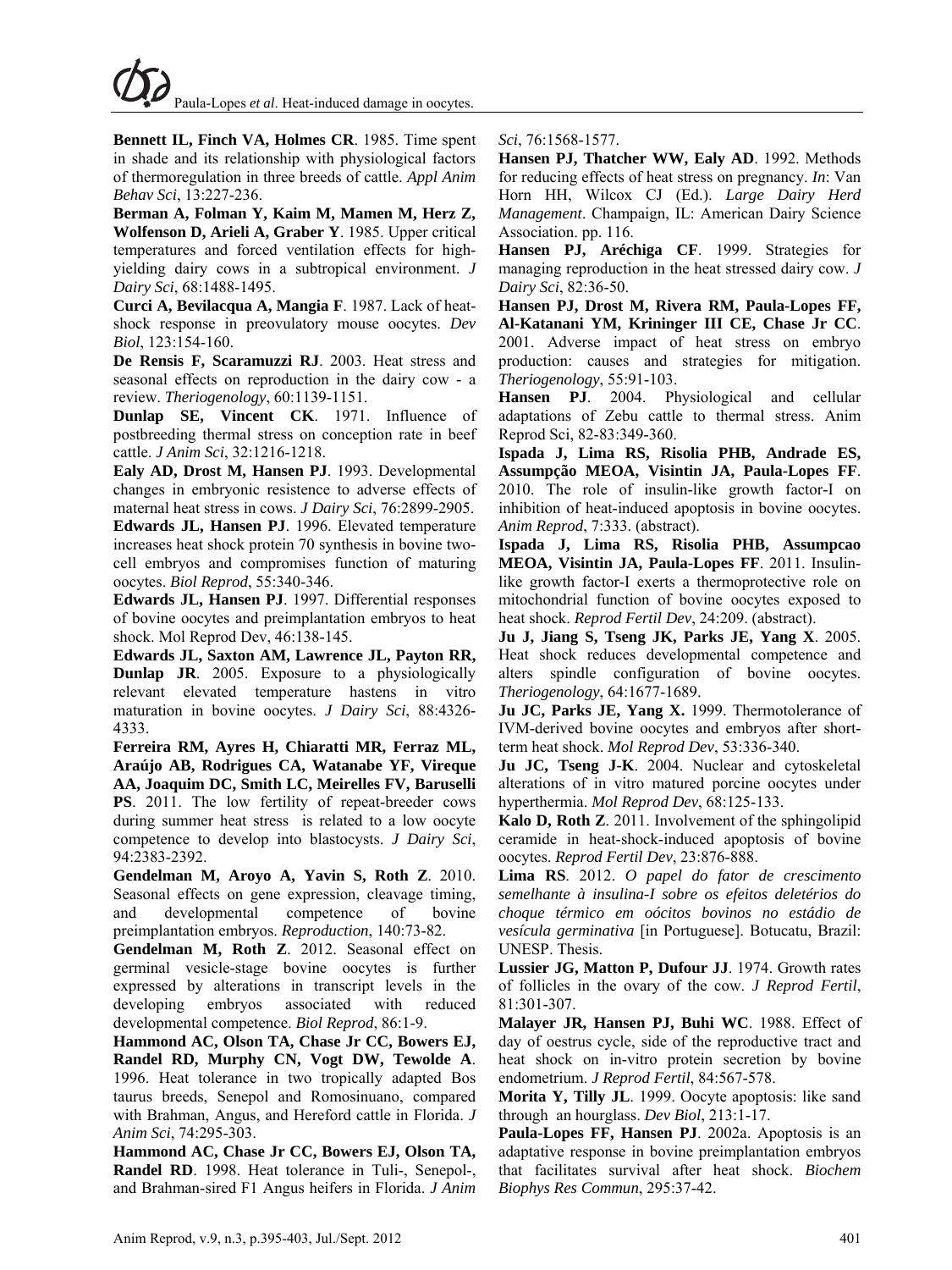**Bennett IL, Finch VA, Holmes CR**. 1985. Time spent in shade and its relationship with physiological factors of thermoregulation in three breeds of cattle. *Appl Anim Behav Sci*, 13:227-236.

**Berman A, Folman Y, Kaim M, Mamen M, Herz Z, Wolfenson D, Arieli A, Graber Y**. 1985. Upper critical temperatures and forced ventilation effects for high-yielding dairy cows in a subtropical environment. *J Dairy Sci*, 68:1488-1495.

**Curci A, Bevilacqua A, Mangia F**. 1987. Lack of heat-shock response in preovulatory mouse oocytes. *Dev Biol*, 123:154-160.

**De Rensis F, Scaramuzzi RJ**. 2003. Heat stress and seasonal effects on reproduction in the dairy cow - a review. *Theriogenology*, 60:1139-1151.

**Dunlap SE, Vincent CK**. 1971. Influence of postbreeding thermal stress on conception rate in beef cattle. *J Anim Sci*, 32:1216-1218.

**Ealy AD, Drost M, Hansen PJ**. 1993. Developmental changes in embryonic resistence to adverse effects of maternal heat stress in cows. *J Dairy Sci*, 76:2899-2905.

**Edwards JL, Hansen PJ**. 1996. Elevated temperature increases heat shock protein 70 synthesis in bovine two-cell embryos and compromises function of maturing oocytes. *Biol Reprod*, 55:340-346.

**Edwards JL, Hansen PJ**. 1997. Differential responses of bovine oocytes and preimplantation embryos to heat shock. Mol Reprod Dev, 46:138-145.

**Edwards JL, Saxton AM, Lawrence JL, Payton RR, Dunlap JR**. 2005. Exposure to a physiologically relevant elevated temperature hastens in vitro maturation in bovine oocytes. *J Dairy Sci*, 88:4326-4333.

**Ferreira RM, Ayres H, Chiaratti MR, Ferraz ML, Araújo AB, Rodrigues CA, Watanabe YF, Vireque AA, Joaquim DC, Smith LC, Meirelles FV, Baruselli PS**. 2011. The low fertility of repeat-breeder cows during summer heat stress is related to a low oocyte competence to develop into blastocysts. *J Dairy Sci*, 94:2383-2392.

**Gendelman M, Aroyo A, Yavin S, Roth Z**. 2010. Seasonal effects on gene expression, cleavage timing, and developmental competence of bovine preimplantation embryos. *Reproduction*, 140:73-82.

**Gendelman M, Roth Z**. 2012. Seasonal effect on germinal vesicle-stage bovine oocytes is further expressed by alterations in transcript levels in the developing embryos associated with reduced developmental competence. *Biol Reprod*, 86:1-9.

**Hammond AC, Olson TA, Chase Jr CC, Bowers EJ, Randel RD, Murphy CN, Vogt DW, Tewolde A**. 1996. Heat tolerance in two tropically adapted Bos taurus breeds, Senepol and Romosinuano, compared with Brahman, Angus, and Hereford cattle in Florida. *J Anim Sci*, 74:295-303.

**Hammond AC, Chase Jr CC, Bowers EJ, Olson TA, Randel RD**. 1998. Heat tolerance in Tuli-, Senepol-, and Brahman-sired F1 Angus heifers in Florida. *J Anim Sci*, 76:1568-1577.

**Hansen PJ, Thatcher WW, Ealy AD**. 1992. Methods for reducing effects of heat stress on pregnancy. *In*: Van Horn HH, Wilcox CJ (Ed.). *Large Dairy Herd Management*. Champaign, IL: American Dairy Science Association. pp. 116.

**Hansen PJ, Aréchiga CF**. 1999. Strategies for managing reproduction in the heat stressed dairy cow. *J Dairy Sci*, 82:36-50.

**Hansen PJ, Drost M, Rivera RM, Paula-Lopes FF, Al-Katanani YM, Krininger III CE, Chase Jr CC**. 2001. Adverse impact of heat stress on embryo production: causes and strategies for mitigation. *Theriogenology*, 55:91-103.

**Hansen PJ**. 2004. Physiological and cellular adaptations of Zebu cattle to thermal stress. Anim Reprod Sci, 82-83:349-360.

**Ispada J, Lima RS, Risolia PHB, Andrade ES, Assumpção MEOA, Visintin JA, Paula-Lopes FF**. 2010. The role of insulin-like growth factor-I on inhibition of heat-induced apoptosis in bovine oocytes. *Anim Reprod*, 7:333. (abstract).

**Ispada J, Lima RS, Risolia PHB, Assumpcao MEOA, Visintin JA, Paula-Lopes FF**. 2011. Insulin-like growth factor-I exerts a thermoprotective role on mitochondrial function of bovine oocytes exposed to heat shock. *Reprod Fertil Dev*, 24:209. (abstract).

**Ju J, Jiang S, Tseng JK, Parks JE, Yang X**. 2005. Heat shock reduces developmental competence and alters spindle configuration of bovine oocytes. *Theriogenology*, 64:1677-1689.

**Ju JC, Parks JE, Yang X.** 1999. Thermotolerance of IVM-derived bovine oocytes and embryos after short-term heat shock. *Mol Reprod Dev*, 53:336-340.

**Ju JC, Tseng J-K**. 2004. Nuclear and cytoskeletal alterations of in vitro matured porcine oocytes under hyperthermia. *Mol Reprod Dev*, 68:125-133.

**Kalo D, Roth Z**. 2011. Involvement of the sphingolipid ceramide in heat-shock-induced apoptosis of bovine oocytes. *Reprod Fertil Dev*, 23:876-888.

**Lima RS**. 2012. *O papel do fator de crescimento semelhante à insulina-I sobre os efeitos deletérios do choque térmico em oócitos bovinos no estádio de vesícula germinativa* [in Portuguese]. Botucatu, Brazil: UNESP. Thesis.

**Lussier JG, Matton P, Dufour JJ**. 1974. Growth rates of follicles in the ovary of the cow. *J Reprod Fertil*, 81:301-307.

**Malayer JR, Hansen PJ, Buhi WC**. 1988. Effect of day of oestrus cycle, side of the reproductive tract and heat shock on in-vitro protein secretion by bovine endometrium. *J Reprod Fertil*, 84:567-578.

**Morita Y, Tilly JL**. 1999. Oocyte apoptosis: like sand through an hourglass. *Dev Biol*, 213:1-17.

**Paula-Lopes FF, Hansen PJ**. 2002a. Apoptosis is an adaptative response in bovine preimplantation embryos that facilitates survival after heat shock. *Biochem Biophys Res Commun*, 295:37-42.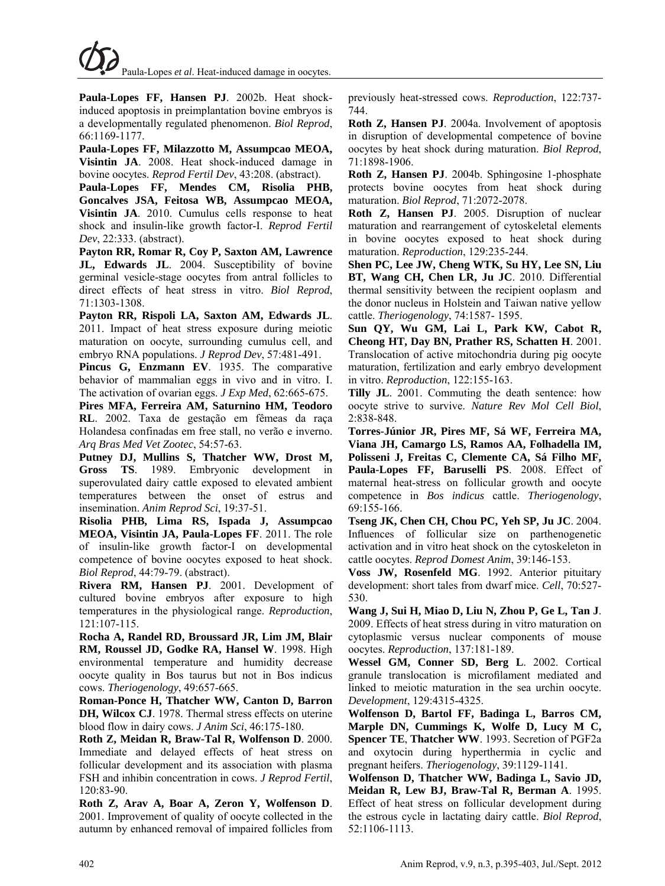**Paula-Lopes FF, Hansen PJ**. 2002b. Heat shock-induced apoptosis in preimplantation bovine embryos is a developmentally regulated phenomenon. *Biol Reprod*, 66:1169-1177.

**Paula-Lopes FF, Milazzotto M, Assumpcao MEOA, Visintin JA**. 2008. Heat shock-induced damage in bovine oocytes. *Reprod Fertil Dev*, 43:208. (abstract).

**Paula-Lopes FF, Mendes CM, Risolia PHB, Goncalves JSA, Feitosa WB, Assumpcao MEOA, Visintin JA**. 2010. Cumulus cells response to heat shock and insulin-like growth factor-I. *Reprod Fertil Dev*, 22:333. (abstract).

**Payton RR, Romar R, Coy P, Saxton AM, Lawrence JL, Edwards JL**. 2004. Susceptibility of bovine germinal vesicle-stage oocytes from antral follicles to direct effects of heat stress in vitro. *Biol Reprod*, 71:1303-1308.

**Payton RR, Rispoli LA, Saxton AM, Edwards JL**. 2011. Impact of heat stress exposure during meiotic maturation on oocyte, surrounding cumulus cell, and embryo RNA populations. *J Reprod Dev*, 57:481-491.

**Pincus G, Enzmann EV**. 1935. The comparative behavior of mammalian eggs in vivo and in vitro. I. The activation of ovarian eggs. *J Exp Med*, 62:665-675.

**Pires MFA, Ferreira AM, Saturnino HM, Teodoro RL**. 2002. Taxa de gestação em fêmeas da raça Holandesa confinadas em free stall, no verão e inverno. *Arq Bras Med Vet Zootec*, 54:57-63.

**Putney DJ, Mullins S, Thatcher WW, Drost M, Gross TS**. 1989. Embryonic development in superovulated dairy cattle exposed to elevated ambient temperatures between the onset of estrus and insemination. *Anim Reprod Sci*, 19:37-51.

**Risolia PHB, Lima RS, Ispada J, Assumpcao MEOA, Visintin JA, Paula-Lopes FF**. 2011. The role of insulin-like growth factor-I on developmental competence of bovine oocytes exposed to heat shock. *Biol Reprod*, 44:79-79. (abstract).

**Rivera RM, Hansen PJ**. 2001. Development of cultured bovine embryos after exposure to high temperatures in the physiological range. *Reproduction*, 121:107-115.

**Rocha A, Randel RD, Broussard JR, Lim JM, Blair RM, Roussel JD, Godke RA, Hansel W**. 1998. High environmental temperature and humidity decrease oocyte quality in Bos taurus but not in Bos indicus cows. *Theriogenology*, 49:657-665.

**Roman-Ponce H, Thatcher WW, Canton D, Barron DH, Wilcox CJ**. 1978. Thermal stress effects on uterine blood flow in dairy cows. *J Anim Sci*, 46:175-180.

**Roth Z, Meidan R, Braw-Tal R, Wolfenson D**. 2000. Immediate and delayed effects of heat stress on follicular development and its association with plasma FSH and inhibin concentration in cows. *J Reprod Fertil*, 120:83-90.

**Roth Z, Arav A, Boar A, Zeron Y, Wolfenson D**. 2001. Improvement of quality of oocyte collected in the autumn by enhanced removal of impaired follicles from previously heat-stressed cows. *Reproduction*, 122:737-744.

**Roth Z, Hansen PJ**. 2004a. Involvement of apoptosis in disruption of developmental competence of bovine oocytes by heat shock during maturation. *Biol Reprod*, 71:1898-1906.

**Roth Z, Hansen PJ**. 2004b. Sphingosine 1-phosphate protects bovine oocytes from heat shock during maturation. *Biol Reprod*, 71:2072-2078.

**Roth Z, Hansen PJ**. 2005. Disruption of nuclear maturation and rearrangement of cytoskeletal elements in bovine oocytes exposed to heat shock during maturation. *Reproduction*, 129:235-244.

**Shen PC, Lee JW, Cheng WTK, Su HY, Lee SN, Liu BT, Wang CH, Chen LR, Ju JC**. 2010. Differential thermal sensitivity between the recipient ooplasm and the donor nucleus in Holstein and Taiwan native yellow cattle. *Theriogenology*, 74:1587- 1595.

**Sun QY, Wu GM, Lai L, Park KW, Cabot R, Cheong HT, Day BN, Prather RS, Schatten H**. 2001. Translocation of active mitochondria during pig oocyte maturation, fertilization and early embryo development in vitro. *Reproduction*, 122:155-163.

**Tilly JL**. 2001. Commuting the death sentence: how oocyte strive to survive. *Nature Rev Mol Cell Biol*, 2:838-848.

**Torres-Júnior JR, Pires MF, Sá WF, Ferreira MA, Viana JH, Camargo LS, Ramos AA, Folhadella IM, Polisseni J, Freitas C, Clemente CA, Sá Filho MF, Paula-Lopes FF, Baruselli PS**. 2008. Effect of maternal heat-stress on follicular growth and oocyte competence in *Bos indicus* cattle. *Theriogenology*, 69:155-166.

**Tseng JK, Chen CH, Chou PC, Yeh SP, Ju JC**. 2004. Influences of follicular size on parthenogenetic activation and in vitro heat shock on the cytoskeleton in cattle oocytes. *Reprod Domest Anim*, 39:146-153.

**Voss JW, Rosenfeld MG**. 1992. Anterior pituitary development: short tales from dwarf mice. *Cell*, 70:527-530.

**Wang J, Sui H, Miao D, Liu N, Zhou P, Ge L, Tan J**. 2009. Effects of heat stress during in vitro maturation on cytoplasmic versus nuclear components of mouse oocytes. *Reproduction*, 137:181-189.

**Wessel GM, Conner SD, Berg L**. 2002. Cortical granule translocation is microfilament mediated and linked to meiotic maturation in the sea urchin oocyte. *Development*, 129:4315-4325.

**Wolfenson D, Bartol FF, Badinga L, Barros CM, Marple DN, Cummings K, Wolfe D, Lucy M C, Spencer TE, Thatcher WW**. 1993. Secretion of PGF2a and oxytocin during hyperthermia in cyclic and pregnant heifers. *Theriogenology*, 39:1129-1141.

**Wolfenson D, Thatcher WW, Badinga L, Savio JD, Meidan R, Lew BJ, Braw-Tal R, Berman A**. 1995. Effect of heat stress on follicular development during the estrous cycle in lactating dairy cattle. *Biol Reprod*, 52:1106-1113.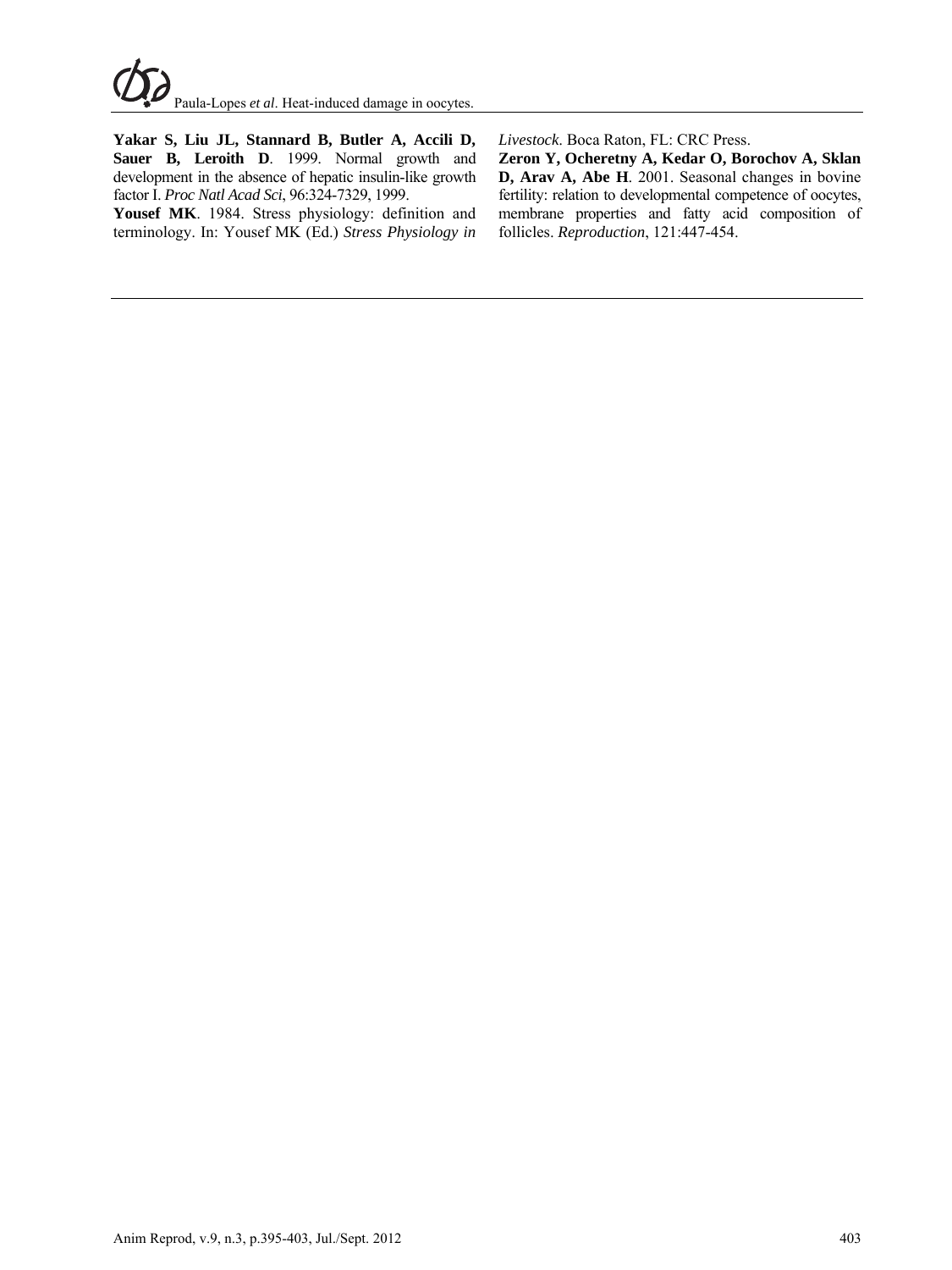**Yakar S, Liu JL, Stannard B, Butler A, Accili D, Sauer B, Leroith D**. 1999. Normal growth and development in the absence of hepatic insulin-like growth factor I. *Proc Natl Acad Sci*, 96:324-7329, 1999.

**Yousef MK**. 1984. Stress physiology: definition and terminology. In: Yousef MK (Ed.) *Stress Physiology in Livestock*. Boca Raton, FL: CRC Press.

**Zeron Y, Ocheretny A, Kedar O, Borochov A, Sklan D, Arav A, Abe H**. 2001. Seasonal changes in bovine fertility: relation to developmental competence of oocytes, membrane properties and fatty acid composition of follicles. *Reproduction*, 121:447-454.